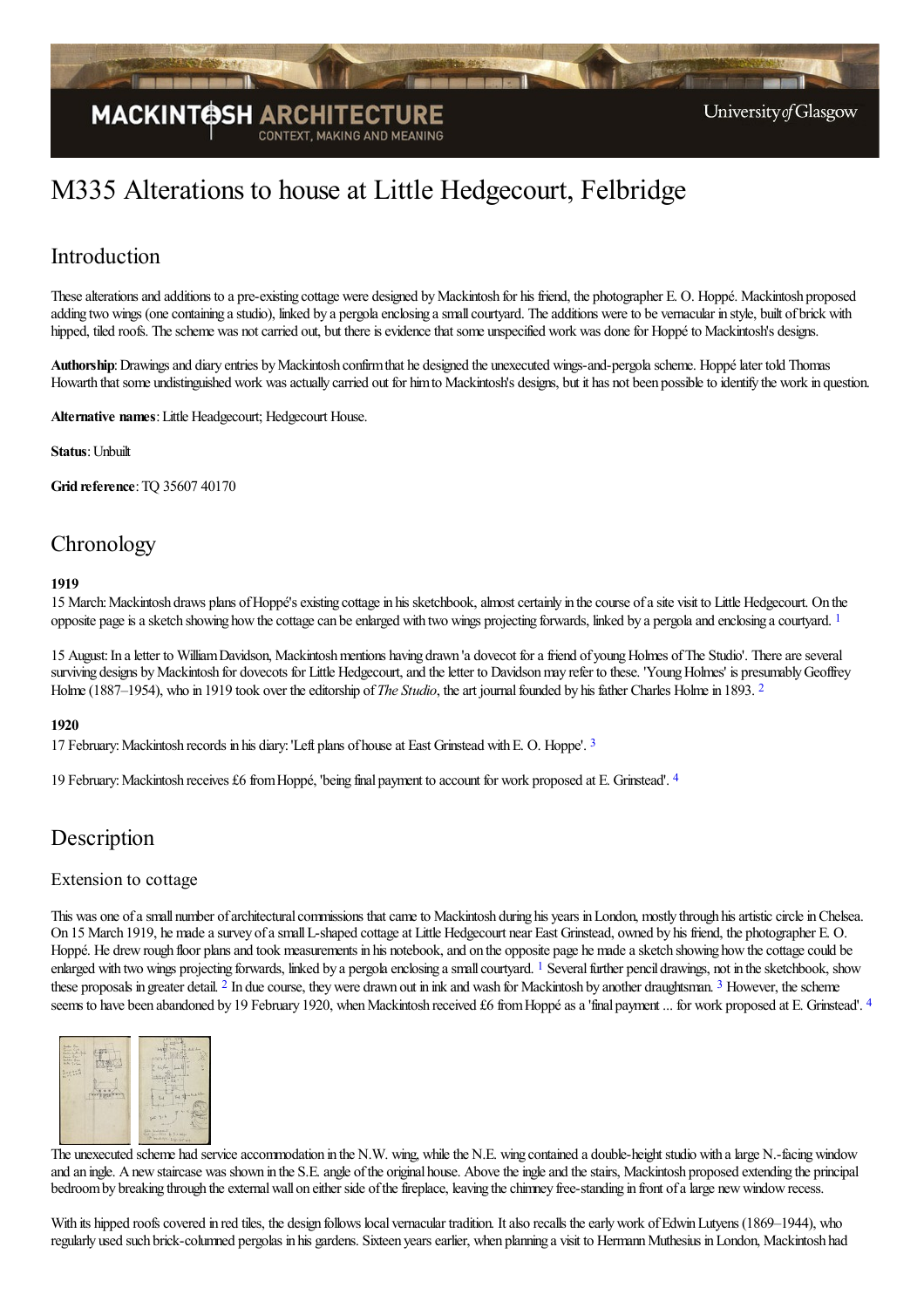# M335 Alterations to house at Little Hedgecourt, Felbridge

## Introduction

These alterations and additions to a pre-existing cottage were designed by Mackintosh for his friend, the photographer E. O. Hoppé. Mackintosh proposed adding two wings (one containing a studio), linked by a pergola enclosing a small courtyard. The additions were to be vernacular in style, built of brick with hipped, tiled roofs. The scheme was not carried out, but there is evidence that some unspecified work was done for Hoppé to Mackintosh's designs.

**Authorship**: Drawings and diary entries by Mackintosh confirm that he designed the unexecuted wings-and-pergola scheme. Hoppé later told Thomas Howarth that some undistinguished work was actually carried out for him to Mackintosh's designs, but it has not been possible to identify the work in question.

**Alternative names**: Little Headgecourt; Hedgecourt House.

**Status**: Unbuilt

**Grid reference**: TQ 35607 40170

## Chronology

**1919**

15 March: Mackintosh draws plans of Hoppé's existing cottage in his sketchbook, almost certainly in the course of a site visit to Little Hedgecourt. On the opposite page is a sketch showing how the cottage can be enlarged with two wings projecting forwards, linked by a pergola and enclosing a courtyard. [1]

15 August: In a letter to William Davidson, Mackintosh mentions having drawn 'a dovecot for a friend of young Holmes of The Studio'. There are several surviving designs by Mackintosh for dovecots for Little Hedgecourt, and the letter to Davidson may refer to these. 'Young Holmes' is presumably Geoffrey Holme (1887–1954), who in 1919 took over the editorship of *The Studio*, the art journal founded by his father Charles Holme in 1893. [2]

**1920**

17 February: Mackintosh records in his diary: 'Left plans of house at East Grinstead with E. O. Hoppe'. [3]

19 February: Mackintosh receives £6 from Hoppé, 'being final payment to account for work proposed at E. Grinstead'. [4]

## Description

### Extension to cottage

This was one of a small number of architectural commissions that came to Mackintosh during his years in London, mostly through his artistic circle in Chelsea. On 15 March 1919, he made a survey of a small L-shaped cottage at Little Hedgecourt near East Grinstead, owned by his friend, the photographer E. O. Hoppé. He drew rough floor plans and took measurements in his notebook, and on the opposite page he made a sketch showing how the cottage could be enlarged with two wings projecting forwards, linked by a pergola enclosing a small courtyard. [1] Several further pencil drawings, not in the sketchbook, show these proposals in greater detail. [2] In due course, they were drawn out in ink and wash for Mackintosh by another draughtsman. [3] However, the scheme seems to have been abandoned by 19 February 1920, when Mackintosh received £6 from Hoppé as a 'final payment ... for work proposed at E. Grinstead'. [4]

The unexecuted scheme had service accommodation in the N.W. wing, while the N.E. wing contained a double-height studio with a large N.-facing window and an ingle. A new staircase was shown in the S.E. angle of the original house. Above the ingle and the stairs, Mackintosh proposed extending the principal bedroom by breaking through the external wall on either side of the fireplace, leaving the chimney free-standing in front of a large new window recess.

With its hipped roofs covered in red tiles, the design follows local vernacular tradition. It also recalls the early work of Edwin Lutyens (1869–1944), who regularly used such brick-columned pergolas in his gardens. Sixteen years earlier, when planning a visit to Hermann Muthesius in London, Mackintosh had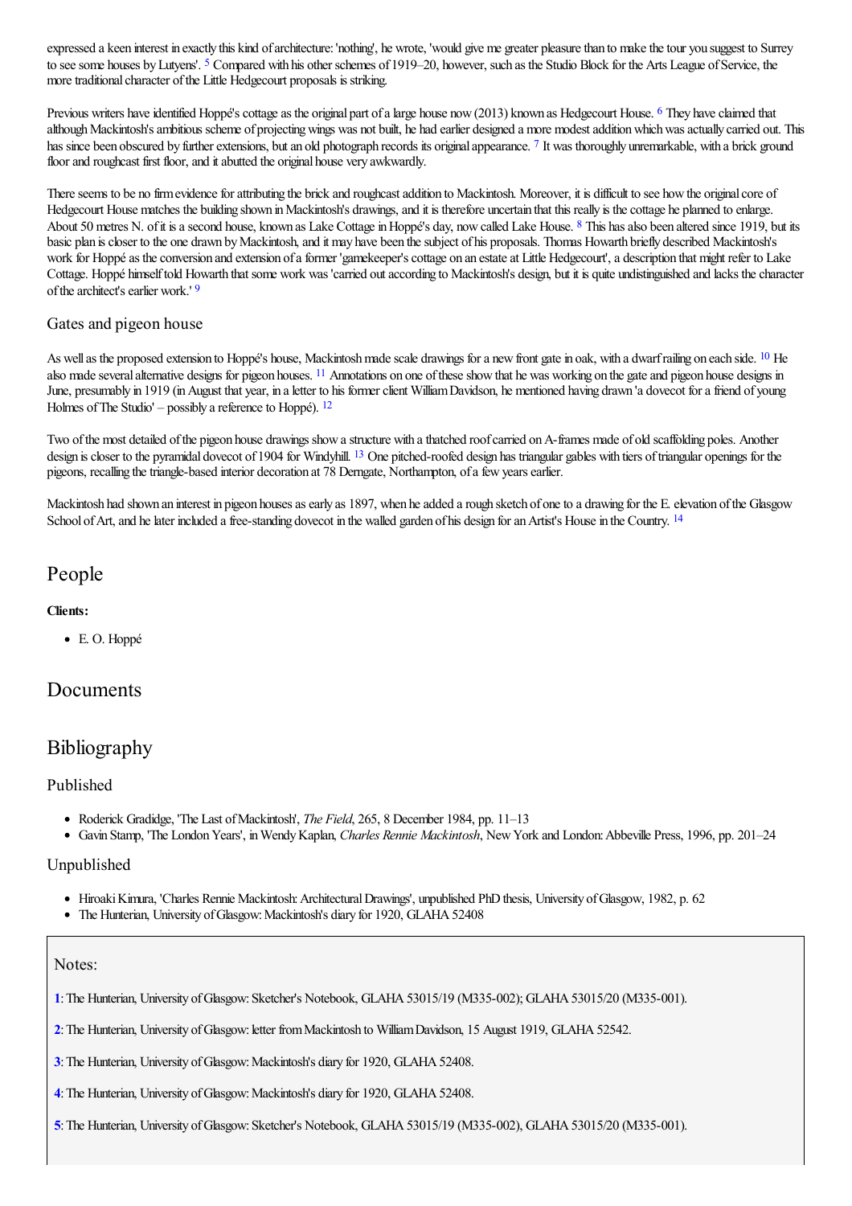expressed a keen interest in exactly this kind of architecture: 'nothing', he wrote, 'would give me greater pleasure than to make the tour you suggest to Surrey to see some houses by Lutyens'. [5] Compared with his other schemes of 1919–20, however, such as the Studio Block for the Arts League of Service, the more traditional character of the Little Hedgecourt proposals is striking.

Previous writers have identified Hoppé's cottage as the original part of a large house now (2013) known as Hedgecourt House. [6] They have claimed that although Mackintosh's ambitious scheme of projecting wings was not built, he had earlier designed a more modest addition which was actually carried out. This has since been obscured by further extensions, but an old photograph records its original appearance. [7] It was thoroughly unremarkable, with a brick ground floor and roughcast first floor, and it abutted the original house very awkwardly.

There seems to be no firm evidence for attributing the brick and roughcast addition to Mackintosh. Moreover, it is difficult to see how the original core of Hedgecourt House matches the building shown in Mackintosh's drawings, and it is therefore uncertain that this really is the cottage he planned to enlarge. About 50 metres N. of it is a second house, known as Lake Cottage in Hoppé's day, now called Lake House. [8] This has also been altered since 1919, but its basic plan is closer to the one drawn by Mackintosh, and it may have been the subject of his proposals. Thomas Howarth briefly described Mackintosh's work for Hoppé as the conversion and extension of a former 'gamekeeper's cottage on an estate at Little Hedgecourt', a description that might refer to Lake Cottage. Hoppé himself told Howarth that some work was 'carried out according to Mackintosh's design, but it is quite undistinguished and lacks the character of the architect's earlier work.' [9]

### Gates and pigeon house

As well as the proposed extension to Hoppé's house, Mackintosh made scale drawings for a new front gate in oak, with a dwarf railing on each side. [10] He also made several alternative designs for pigeon houses. [11] Annotations on one of these show that he was working on the gate and pigeon house designs in June, presumably in 1919 (in August that year, in a letter to his former client William Davidson, he mentioned having drawn 'a dovecot for a friend of young Holmes of The Studio' – possibly a reference to Hoppé). [12]

Two of the most detailed of the pigeon house drawings show a structure with a thatched roof carried on A-frames made of old scaffolding poles. Another design is closer to the pyramidal dovecot of 1904 for Windyhill. [13] One pitched-roofed design has triangular gables with tiers of triangular openings for the pigeons, recalling the triangle-based interior decoration at 78 Derngate, Northampton, of a few years earlier.

Mackintosh had shown an interest in pigeon houses as early as 1897, when he added a rough sketch of one to a drawing for the E. elevation of the Glasgow School of Art, and he later included a free-standing dovecot in the walled garden of his design for an Artist's House in the Country. [14]

## People

**Clients:**

- E. O. Hoppé

## Documents

## Bibliography

### Published

- Roderick Gradidge, 'The Last of Mackintosh', *The Field*, 265, 8 December 1984, pp. 11–13
- Gavin Stamp, 'The London Years', in Wendy Kaplan, *Charles Rennie Mackintosh*, New York and London: Abbeville Press, 1996, pp. 201–24

### Unpublished

- Hiroaki Kimura, 'Charles Rennie Mackintosh: Architectural Drawings', unpublished PhD thesis, University of Glasgow, 1982, p. 62
- The Hunterian, University of Glasgow: Mackintosh's diary for 1920, GLAHA 52408

Notes:

**1**: The Hunterian, University of Glasgow: Sketcher's Notebook, GLAHA 53015/19 (M335-002); GLAHA 53015/20 (M335-001).

**2**: The Hunterian, University of Glasgow: letter from Mackintosh to William Davidson, 15 August 1919, GLAHA 52542.

**3**: The Hunterian, University of Glasgow: Mackintosh's diary for 1920, GLAHA 52408.

**4**: The Hunterian, University of Glasgow: Mackintosh's diary for 1920, GLAHA 52408.

**5**: The Hunterian, University of Glasgow: Sketcher's Notebook, GLAHA 53015/19 (M335-002), GLAHA 53015/20 (M335-001).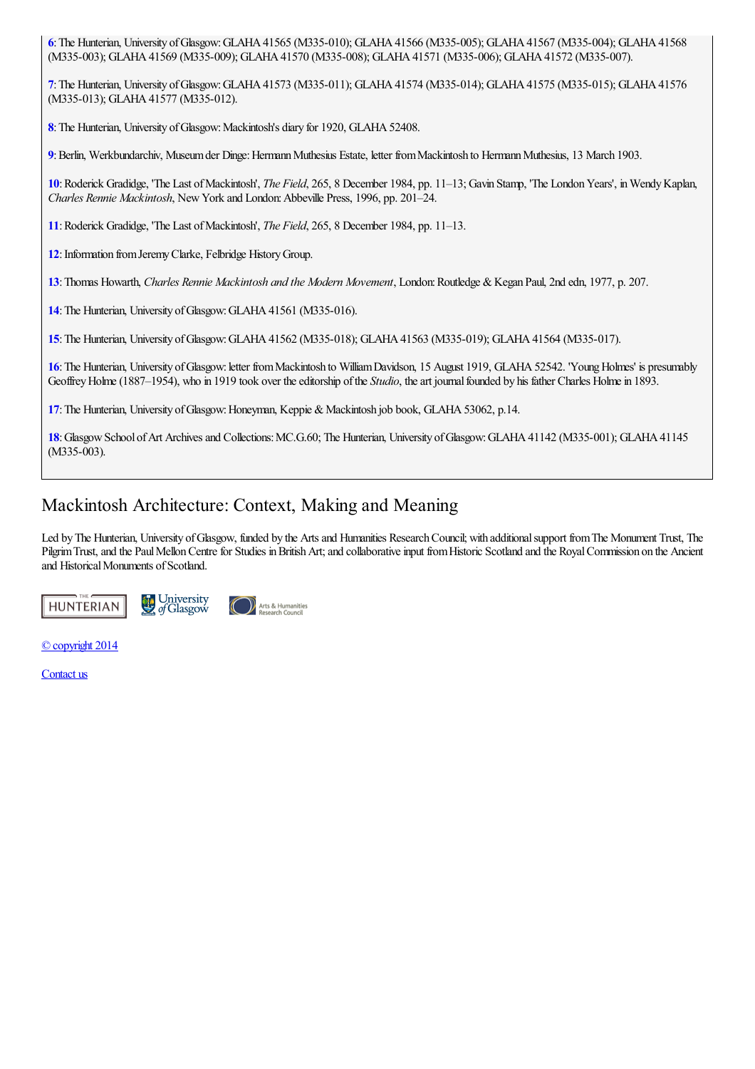**6**: The Hunterian, University of Glasgow: GLAHA 41565 (M335-010); GLAHA 41566 (M335-005); GLAHA 41567 (M335-004); GLAHA 41568 (M335-003); GLAHA 41569 (M335-009); GLAHA 41570 (M335-008); GLAHA 41571 (M335-006); GLAHA 41572 (M335-007).

**7**: The Hunterian, University of Glasgow: GLAHA 41573 (M335-011); GLAHA 41574 (M335-014); GLAHA 41575 (M335-015); GLAHA 41576 (M335-013); GLAHA 41577 (M335-012).

**8**: The Hunterian, University of Glasgow: Mackintosh's diary for 1920, GLAHA 52408.

**9**: Berlin, Werkbundarchiv, Museum der Dinge: Hermann Muthesius Estate, letter from Mackintosh to Hermann Muthesius, 13 March 1903.

**10**: Roderick Gradidge, 'The Last of Mackintosh', *The Field*, 265, 8 December 1984, pp. 11–13; Gavin Stamp, 'The London Years', in Wendy Kaplan, *Charles Rennie Mackintosh*, New York and London: Abbeville Press, 1996, pp. 201–24.

**11**: Roderick Gradidge, 'The Last of Mackintosh', *The Field*, 265, 8 December 1984, pp. 11–13.

**12**: Information from Jeremy Clarke, Felbridge History Group.

**13**: Thomas Howarth, *Charles Rennie Mackintosh and the Modern Movement*, London: Routledge & Kegan Paul, 2nd edn, 1977, p. 207.

**14**: The Hunterian, University of Glasgow: GLAHA 41561 (M335-016).

**15**: The Hunterian, University of Glasgow: GLAHA 41562 (M335-018); GLAHA 41563 (M335-019); GLAHA 41564 (M335-017).

**16**: The Hunterian, University of Glasgow: letter from Mackintosh to William Davidson, 15 August 1919, GLAHA 52542. 'Young Holmes' is presumably Geoffrey Holme (1887–1954), who in 1919 took over the editorship of the *Studio*, the art journal founded by his father Charles Holme in 1893.

**17**: The Hunterian, University of Glasgow: Honeyman, Keppie & Mackintosh job book, GLAHA 53062, p.14.

**18**: Glasgow School of Art Archives and Collections: MC.G.60; The Hunterian, University of Glasgow: GLAHA 41142 (M335-001); GLAHA 41145 (M335-003).

## Mackintosh Architecture: Context, Making and Meaning

Led by The Hunterian, University of Glasgow, funded by the Arts and Humanities Research Council; with additional support from The Monument Trust, The Pilgrim Trust, and the Paul Mellon Centre for Studies in British Art; and collaborative input from Historic Scotland and the Royal Commission on the Ancient and Historical Monuments of Scotland.

THE HUNTERIAN

University of Glasgow

Arts & Humanities Research Council

© copyright 2014

Contact us